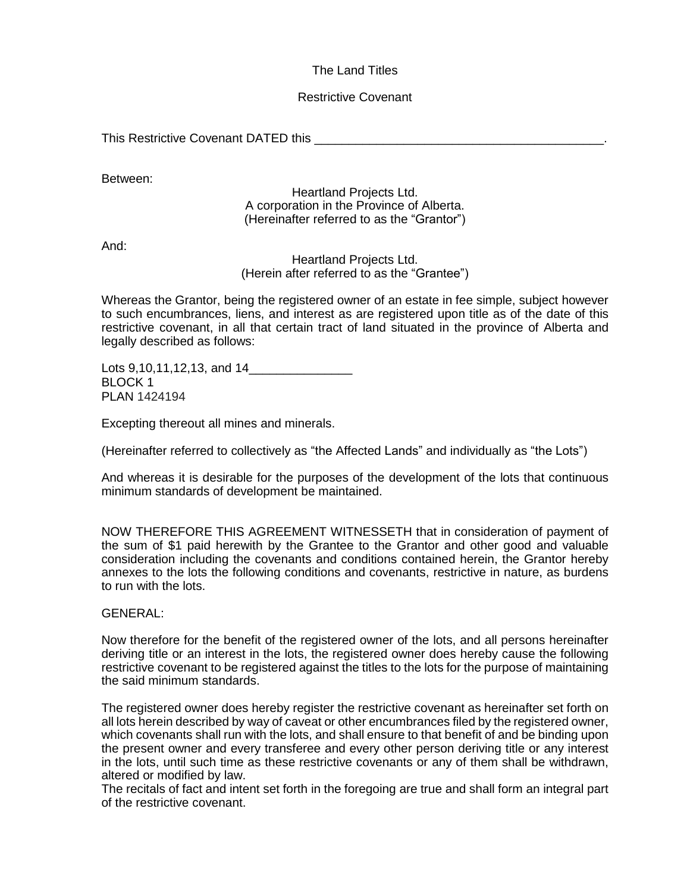The Land Titles

Restrictive Covenant

This Restrictive Covenant DATED this ___________________________________________.

Between:

Heartland Projects Ltd.
A corporation in the Province of Alberta.
(Hereinafter referred to as the "Grantor")

And:

Heartland Projects Ltd.
(Herein after referred to as the "Grantee")

Whereas the Grantor, being the registered owner of an estate in fee simple, subject however to such encumbrances, liens, and interest as are registered upon title as of the date of this restrictive covenant, in all that certain tract of land situated in the province of Alberta and legally described as follows:

Lots 9,10,11,12,13, and 14_______________
BLOCK 1
PLAN 1424194

Excepting thereout all mines and minerals.

(Hereinafter referred to collectively as "the Affected Lands" and individually as "the Lots")

And whereas it is desirable for the purposes of the development of the lots that continuous minimum standards of development be maintained.

NOW THEREFORE THIS AGREEMENT WITNESSETH that in consideration of payment of the sum of $1 paid herewith by the Grantee to the Grantor and other good and valuable consideration including the covenants and conditions contained herein, the Grantor hereby annexes to the lots the following conditions and covenants, restrictive in nature, as burdens to run with the lots.

GENERAL:

Now therefore for the benefit of the registered owner of the lots, and all persons hereinafter deriving title or an interest in the lots, the registered owner does hereby cause the following restrictive covenant to be registered against the titles to the lots for the purpose of maintaining the said minimum standards.

The registered owner does hereby register the restrictive covenant as hereinafter set forth on all lots herein described by way of caveat or other encumbrances filed by the registered owner, which covenants shall run with the lots, and shall ensure to that benefit of and be binding upon the present owner and every transferee and every other person deriving title or any interest in the lots, until such time as these restrictive covenants or any of them shall be withdrawn, altered or modified by law.
The recitals of fact and intent set forth in the foregoing are true and shall form an integral part of the restrictive covenant.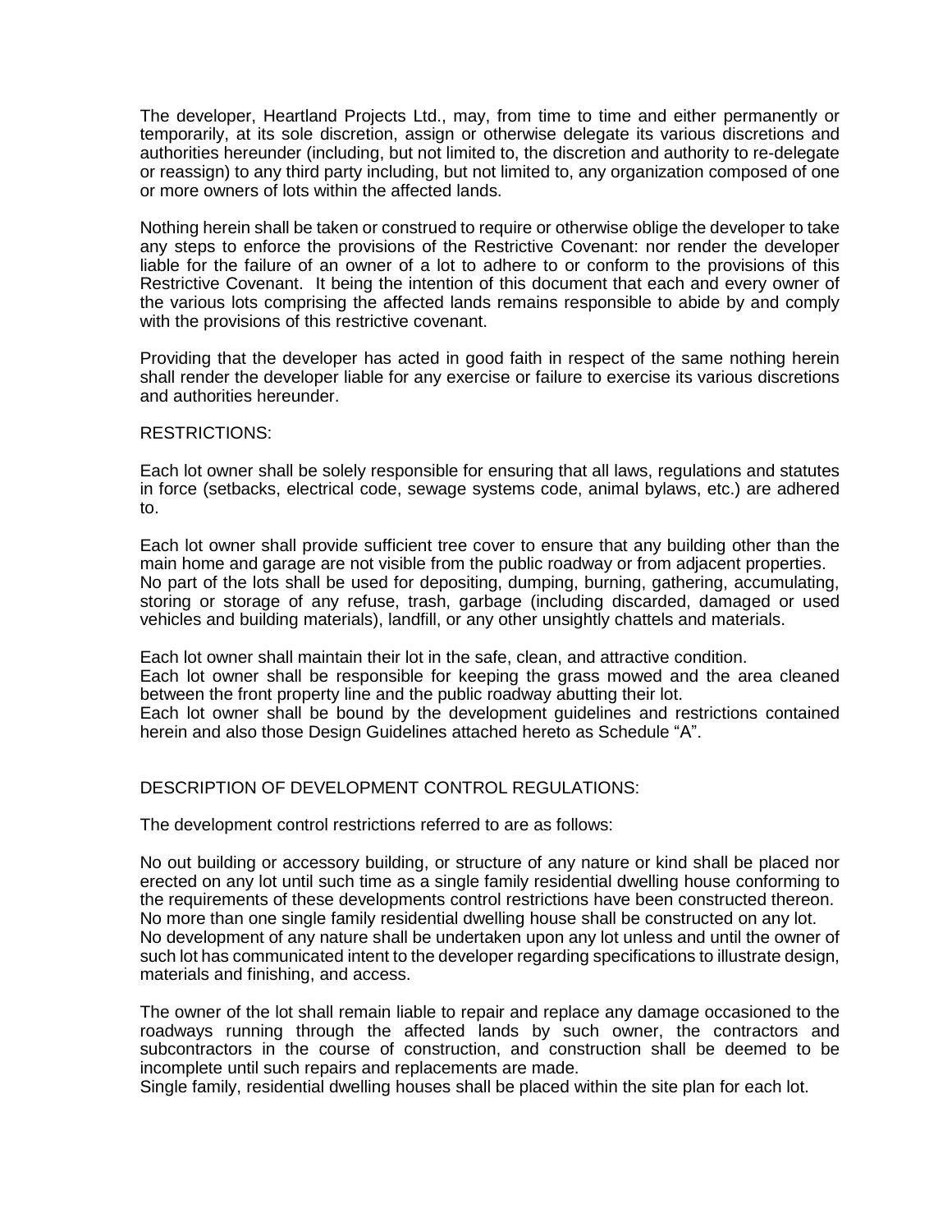The developer, Heartland Projects Ltd., may, from time to time and either permanently or temporarily, at its sole discretion, assign or otherwise delegate its various discretions and authorities hereunder (including, but not limited to, the discretion and authority to re-delegate or reassign) to any third party including, but not limited to, any organization composed of one or more owners of lots within the affected lands.

Nothing herein shall be taken or construed to require or otherwise oblige the developer to take any steps to enforce the provisions of the Restrictive Covenant: nor render the developer liable for the failure of an owner of a lot to adhere to or conform to the provisions of this Restrictive Covenant. It being the intention of this document that each and every owner of the various lots comprising the affected lands remains responsible to abide by and comply with the provisions of this restrictive covenant.

Providing that the developer has acted in good faith in respect of the same nothing herein shall render the developer liable for any exercise or failure to exercise its various discretions and authorities hereunder.

RESTRICTIONS:

Each lot owner shall be solely responsible for ensuring that all laws, regulations and statutes in force (setbacks, electrical code, sewage systems code, animal bylaws, etc.) are adhered to.

Each lot owner shall provide sufficient tree cover to ensure that any building other than the main home and garage are not visible from the public roadway or from adjacent properties.
No part of the lots shall be used for depositing, dumping, burning, gathering, accumulating, storing or storage of any refuse, trash, garbage (including discarded, damaged or used vehicles and building materials), landfill, or any other unsightly chattels and materials.

Each lot owner shall maintain their lot in the safe, clean, and attractive condition.
Each lot owner shall be responsible for keeping the grass mowed and the area cleaned between the front property line and the public roadway abutting their lot.
Each lot owner shall be bound by the development guidelines and restrictions contained herein and also those Design Guidelines attached hereto as Schedule "A".

DESCRIPTION OF DEVELOPMENT CONTROL REGULATIONS:

The development control restrictions referred to are as follows:

No out building or accessory building, or structure of any nature or kind shall be placed nor erected on any lot until such time as a single family residential dwelling house conforming to the requirements of these developments control restrictions have been constructed thereon.
No more than one single family residential dwelling house shall be constructed on any lot.
No development of any nature shall be undertaken upon any lot unless and until the owner of such lot has communicated intent to the developer regarding specifications to illustrate design, materials and finishing, and access.

The owner of the lot shall remain liable to repair and replace any damage occasioned to the roadways running through the affected lands by such owner, the contractors and subcontractors in the course of construction, and construction shall be deemed to be incomplete until such repairs and replacements are made.
Single family, residential dwelling houses shall be placed within the site plan for each lot.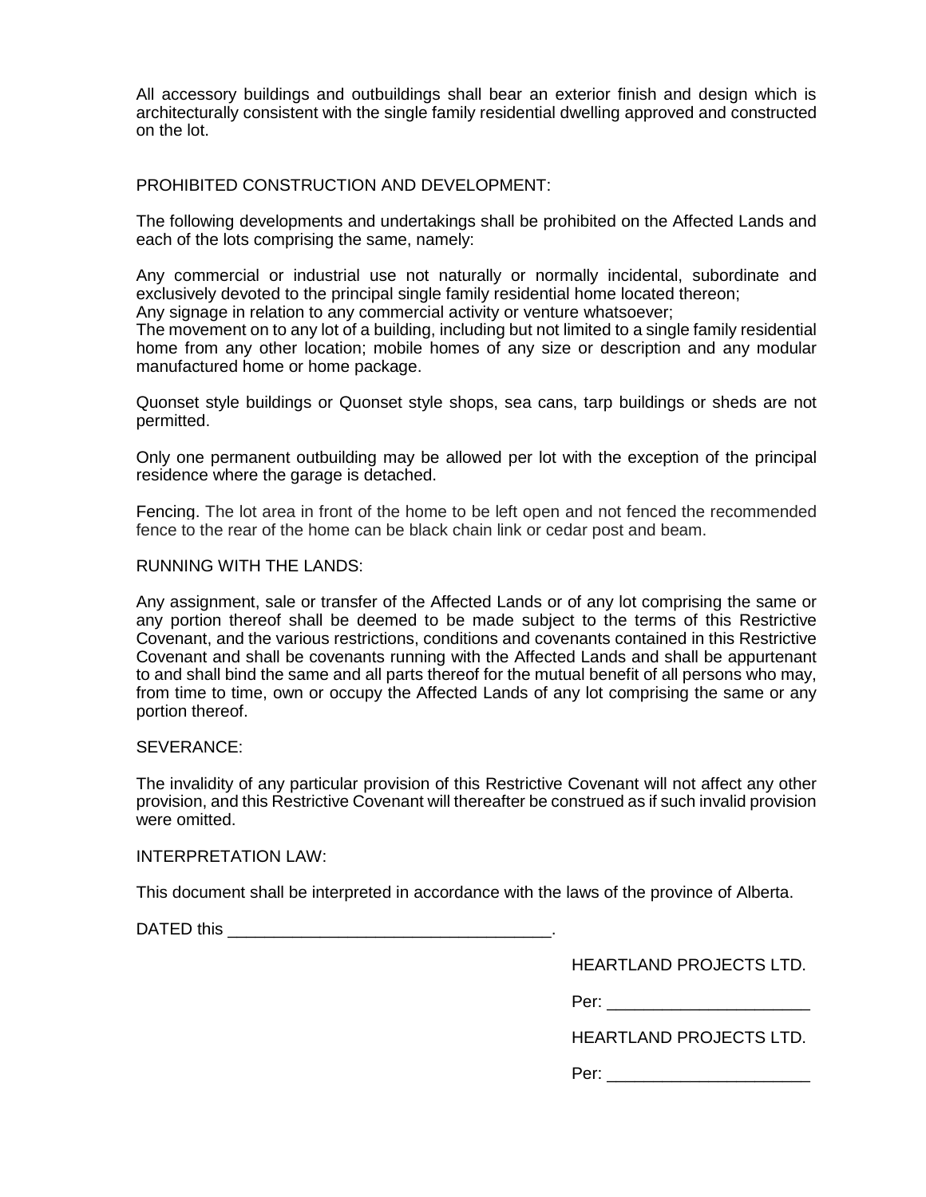All accessory buildings and outbuildings shall bear an exterior finish and design which is architecturally consistent with the single family residential dwelling approved and constructed on the lot.

PROHIBITED CONSTRUCTION AND DEVELOPMENT:

The following developments and undertakings shall be prohibited on the Affected Lands and each of the lots comprising the same, namely:

Any commercial or industrial use not naturally or normally incidental, subordinate and exclusively devoted to the principal single family residential home located thereon;
Any signage in relation to any commercial activity or venture whatsoever;
The movement on to any lot of a building, including but not limited to a single family residential home from any other location; mobile homes of any size or description and any modular manufactured home or home package.

Quonset style buildings or Quonset style shops, sea cans, tarp buildings or sheds are not permitted.

Only one permanent outbuilding may be allowed per lot with the exception of the principal residence where the garage is detached.

Fencing. The lot area in front of the home to be left open and not fenced the recommended fence to the rear of the home can be black chain link or cedar post and beam.

RUNNING WITH THE LANDS:

Any assignment, sale or transfer of the Affected Lands or of any lot comprising the same or any portion thereof shall be deemed to be made subject to the terms of this Restrictive Covenant, and the various restrictions, conditions and covenants contained in this Restrictive Covenant and shall be covenants running with the Affected Lands and shall be appurtenant to and shall bind the same and all parts thereof for the mutual benefit of all persons who may, from time to time, own or occupy the Affected Lands of any lot comprising the same or any portion thereof.

SEVERANCE:

The invalidity of any particular provision of this Restrictive Covenant will not affect any other provision, and this Restrictive Covenant will thereafter be construed as if such invalid provision were omitted.

INTERPRETATION LAW:

This document shall be interpreted in accordance with the laws of the province of Alberta.

DATED this ___________________________________.

HEARTLAND PROJECTS LTD.

Per: ______________________

HEARTLAND PROJECTS LTD.

Per: ______________________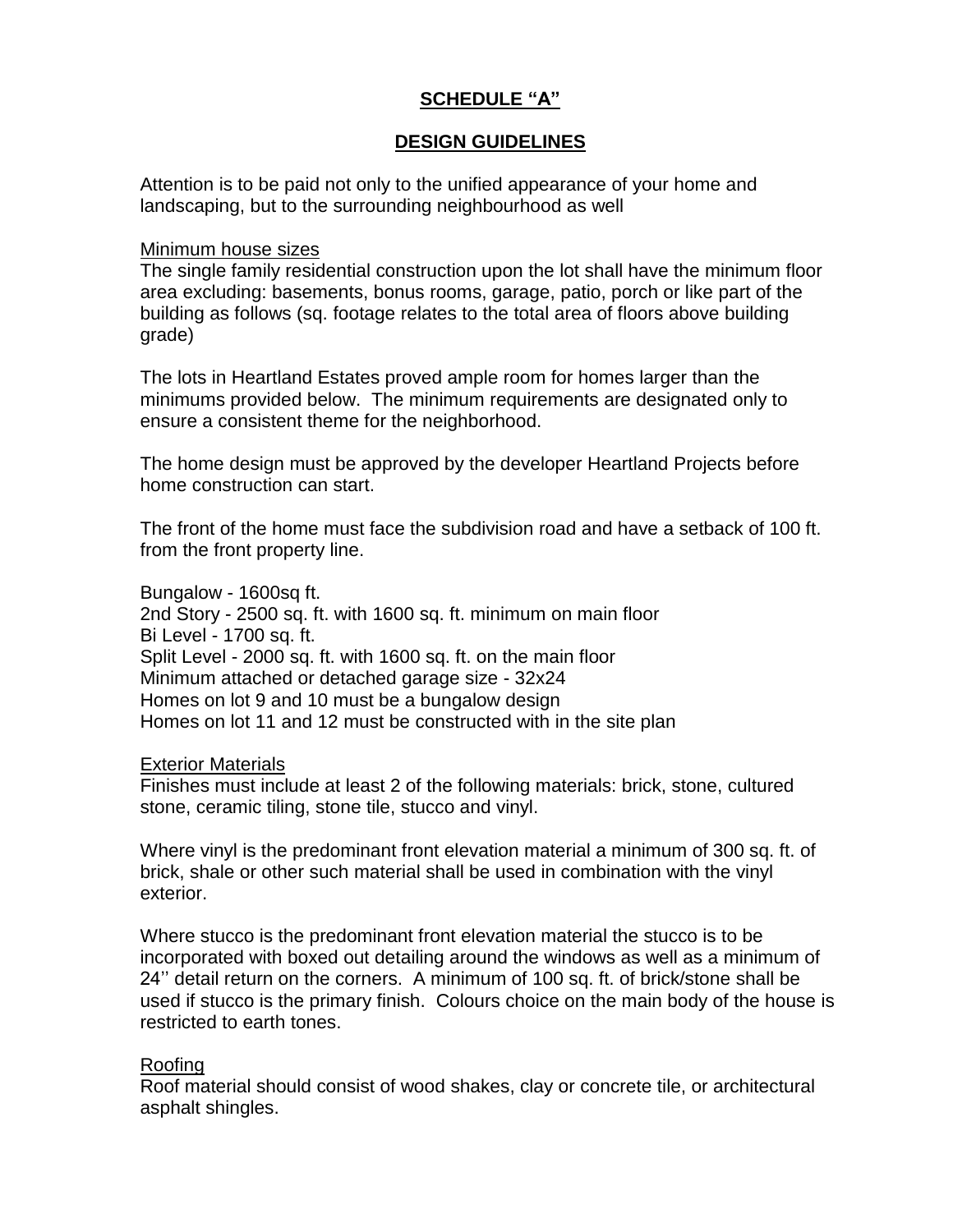# SCHEDULE "A"

## DESIGN GUIDELINES

Attention is to be paid not only to the unified appearance of your home and landscaping, but to the surrounding neighbourhood as well

### Minimum house sizes

The single family residential construction upon the lot shall have the minimum floor area excluding: basements, bonus rooms, garage, patio, porch or like part of the building as follows (sq. footage relates to the total area of floors above building grade)

The lots in Heartland Estates proved ample room for homes larger than the minimums provided below. The minimum requirements are designated only to ensure a consistent theme for the neighborhood.

The home design must be approved by the developer Heartland Projects before home construction can start.

The front of the home must face the subdivision road and have a setback of 100 ft. from the front property line.

Bungalow - 1600sq ft.
2nd Story - 2500 sq. ft. with 1600 sq. ft. minimum on main floor
Bi Level - 1700 sq. ft.
Split Level - 2000 sq. ft. with 1600 sq. ft. on the main floor
Minimum attached or detached garage size - 32x24
Homes on lot 9 and 10 must be a bungalow design
Homes on lot 11 and 12 must be constructed with in the site plan

### Exterior Materials

Finishes must include at least 2 of the following materials: brick, stone, cultured stone, ceramic tiling, stone tile, stucco and vinyl.

Where vinyl is the predominant front elevation material a minimum of 300 sq. ft. of brick, shale or other such material shall be used in combination with the vinyl exterior.

Where stucco is the predominant front elevation material the stucco is to be incorporated with boxed out detailing around the windows as well as a minimum of 24'' detail return on the corners. A minimum of 100 sq. ft. of brick/stone shall be used if stucco is the primary finish. Colours choice on the main body of the house is restricted to earth tones.

### Roofing

Roof material should consist of wood shakes, clay or concrete tile, or architectural asphalt shingles.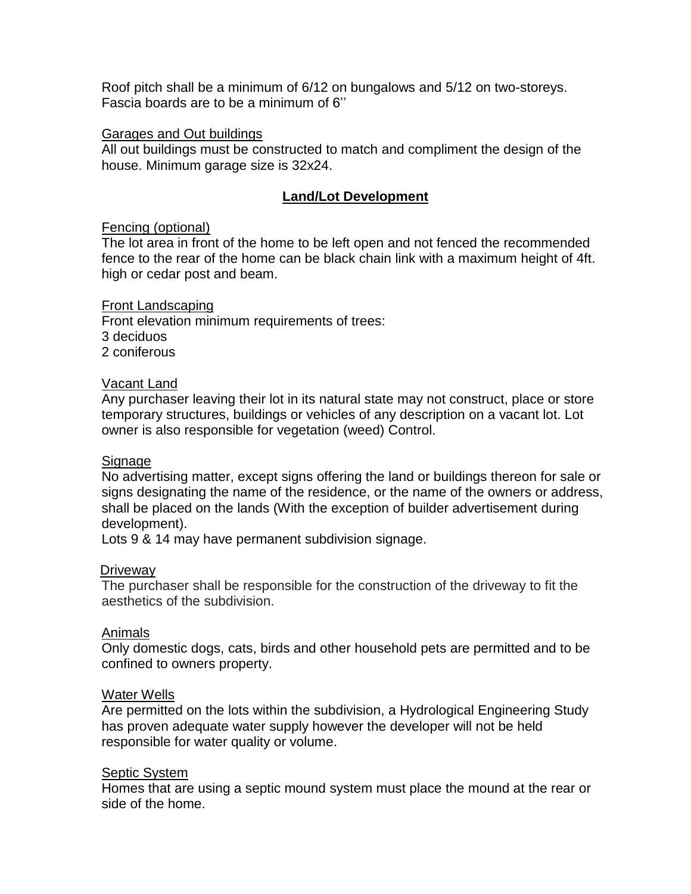Roof pitch shall be a minimum of 6/12 on bungalows and 5/12 on two-storeys. Fascia boards are to be a minimum of 6''

Garages and Out buildings

All out buildings must be constructed to match and compliment the design of the house. Minimum garage size is 32x24.

## **Land/Lot Development**

Fencing (optional)

The lot area in front of the home to be left open and not fenced the recommended fence to the rear of the home can be black chain link with a maximum height of 4ft. high or cedar post and beam.

Front Landscaping

Front elevation minimum requirements of trees:
3 deciduos
2 coniferous

Vacant Land

Any purchaser leaving their lot in its natural state may not construct, place or store temporary structures, buildings or vehicles of any description on a vacant lot. Lot owner is also responsible for vegetation (weed) Control.

Signage

No advertising matter, except signs offering the land or buildings thereon for sale or signs designating the name of the residence, or the name of the owners or address, shall be placed on the lands (With the exception of builder advertisement during development).
Lots 9 & 14 may have permanent subdivision signage.

Driveway

The purchaser shall be responsible for the construction of the driveway to fit the aesthetics of the subdivision.

Animals

Only domestic dogs, cats, birds and other household pets are permitted and to be confined to owners property.

Water Wells

Are permitted on the lots within the subdivision, a Hydrological Engineering Study has proven adequate water supply however the developer will not be held responsible for water quality or volume.

Septic System

Homes that are using a septic mound system must place the mound at the rear or side of the home.